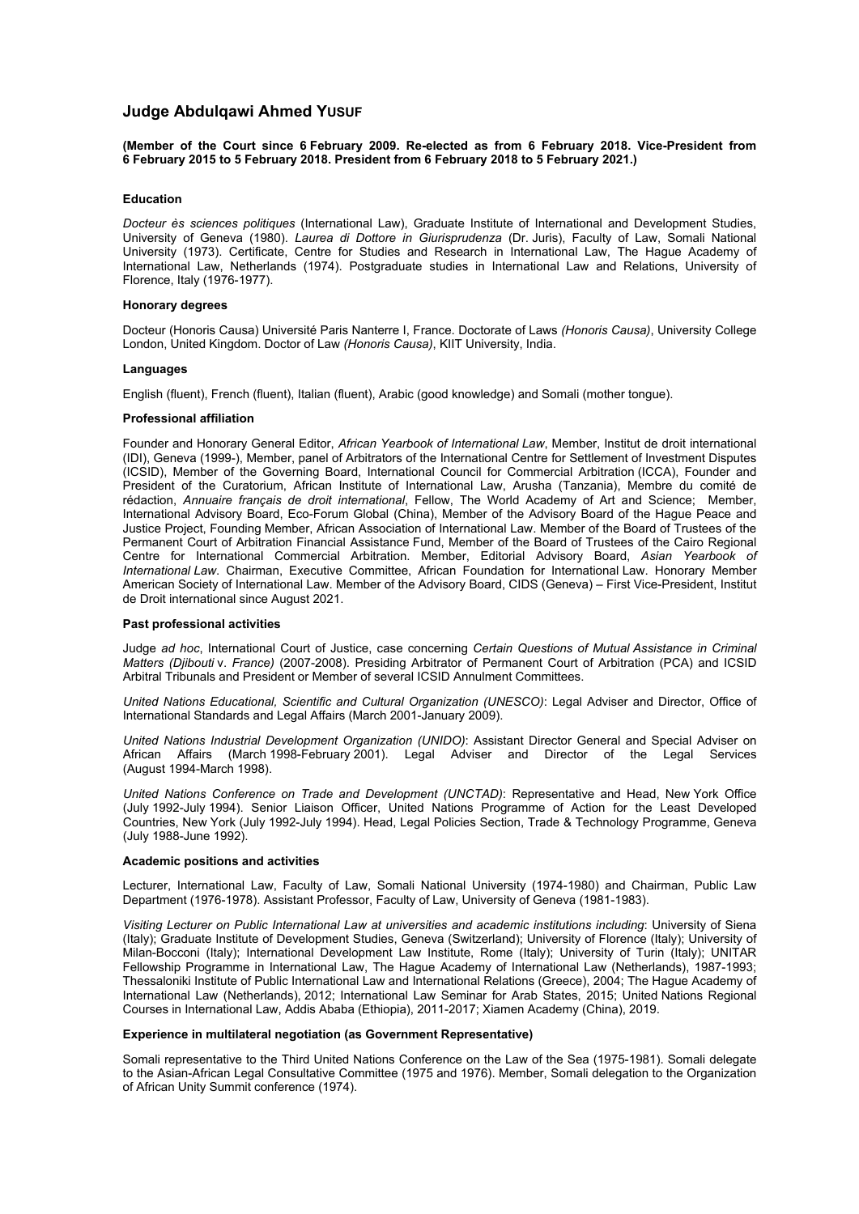# Judge Abdulqawi Ahmed YUSUF

**(Member of the Court since 6 February 2009. Re-elected as from 6 February 2018. Vice-President from 6 February 2015 to 5 February 2018. President from 6 February 2018 to 5 February 2021.)**

### Education

*Docteur ès sciences politiques* (International Law), Graduate Institute of International and Development Studies, University of Geneva (1980). *Laurea di Dottore in Giurisprudenza* (Dr. Juris), Faculty of Law, Somali National University (1973). Certificate, Centre for Studies and Research in International Law, The Hague Academy of International Law, Netherlands (1974). Postgraduate studies in International Law and Relations, University of Florence, Italy (1976-1977).

### Honorary degrees

Docteur (Honoris Causa) Université Paris Nanterre I, France. Doctorate of Laws *(Honoris Causa)*, University College London, United Kingdom. Doctor of Law *(Honoris Causa)*, KIIT University, India.

### Languages

English (fluent), French (fluent), Italian (fluent), Arabic (good knowledge) and Somali (mother tongue).

### Professional affiliation

Founder and Honorary General Editor, *African Yearbook of International Law*, Member, Institut de droit international (IDI), Geneva (1999-), Member, panel of Arbitrators of the International Centre for Settlement of Investment Disputes (ICSID), Member of the Governing Board, International Council for Commercial Arbitration (ICCA), Founder and President of the Curatorium, African Institute of International Law, Arusha (Tanzania), Membre du comité de rédaction, *Annuaire français de droit international*, Fellow, The World Academy of Art and Science; Member, International Advisory Board, Eco-Forum Global (China), Member of the Advisory Board of the Hague Peace and Justice Project, Founding Member, African Association of International Law. Member of the Board of Trustees of the Permanent Court of Arbitration Financial Assistance Fund, Member of the Board of Trustees of the Cairo Regional Centre for International Commercial Arbitration. Member, Editorial Advisory Board, *Asian Yearbook of International Law*. Chairman, Executive Committee, African Foundation for International Law. Honorary Member American Society of International Law. Member of the Advisory Board, CIDS (Geneva) – First Vice-President, Institut de Droit international since August 2021.

### Past professional activities

Judge *ad hoc*, International Court of Justice, case concerning *Certain Questions of Mutual Assistance in Criminal Matters (Djibouti* v. *France)* (2007-2008). Presiding Arbitrator of Permanent Court of Arbitration (PCA) and ICSID Arbitral Tribunals and President or Member of several ICSID Annulment Committees.

*United Nations Educational, Scientific and Cultural Organization (UNESCO)*: Legal Adviser and Director, Office of International Standards and Legal Affairs (March 2001-January 2009).

*United Nations Industrial Development Organization (UNIDO)*: Assistant Director General and Special Adviser on African Affairs (March 1998-February 2001). Legal Adviser and Director of the Legal Services (August 1994-March 1998).

*United Nations Conference on Trade and Development (UNCTAD)*: Representative and Head, New York Office (July 1992-July 1994). Senior Liaison Officer, United Nations Programme of Action for the Least Developed Countries, New York (July 1992-July 1994). Head, Legal Policies Section, Trade & Technology Programme, Geneva (July 1988-June 1992).

### Academic positions and activities

Lecturer, International Law, Faculty of Law, Somali National University (1974-1980) and Chairman, Public Law Department (1976-1978). Assistant Professor, Faculty of Law, University of Geneva (1981-1983).

*Visiting Lecturer on Public International Law at universities and academic institutions including*: University of Siena (Italy); Graduate Institute of Development Studies, Geneva (Switzerland); University of Florence (Italy); University of Milan-Bocconi (Italy); International Development Law Institute, Rome (Italy); University of Turin (Italy); UNITAR Fellowship Programme in International Law, The Hague Academy of International Law (Netherlands), 1987-1993; Thessaloniki Institute of Public International Law and International Relations (Greece), 2004; The Hague Academy of International Law (Netherlands), 2012; International Law Seminar for Arab States, 2015; United Nations Regional Courses in International Law, Addis Ababa (Ethiopia), 2011-2017; Xiamen Academy (China), 2019.

### Experience in multilateral negotiation (as Government Representative)

Somali representative to the Third United Nations Conference on the Law of the Sea (1975-1981). Somali delegate to the Asian-African Legal Consultative Committee (1975 and 1976). Member, Somali delegation to the Organization of African Unity Summit conference (1974).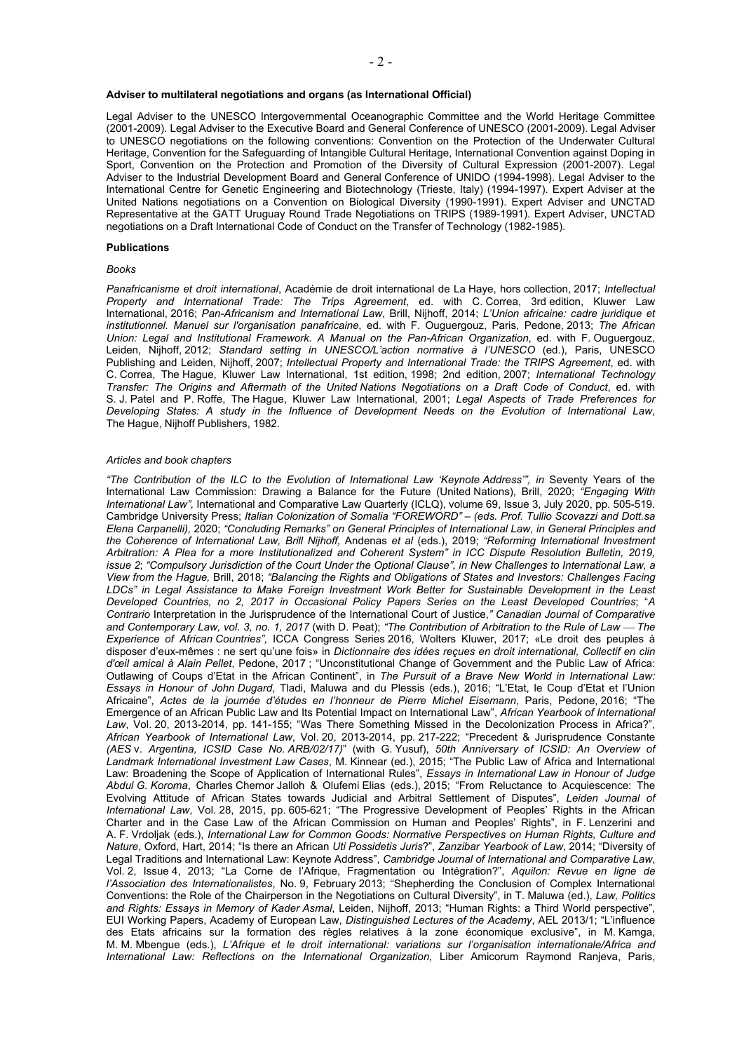**Adviser to multilateral negotiations and organs (as International Official)**

Legal Adviser to the UNESCO Intergovernmental Oceanographic Committee and the World Heritage Committee (2001-2009). Legal Adviser to the Executive Board and General Conference of UNESCO (2001-2009). Legal Adviser to UNESCO negotiations on the following conventions: Convention on the Protection of the Underwater Cultural Heritage, Convention for the Safeguarding of Intangible Cultural Heritage, International Convention against Doping in Sport, Convention on the Protection and Promotion of the Diversity of Cultural Expression (2001-2007). Legal Adviser to the Industrial Development Board and General Conference of UNIDO (1994-1998). Legal Adviser to the International Centre for Genetic Engineering and Biotechnology (Trieste, Italy) (1994-1997). Expert Adviser at the United Nations negotiations on a Convention on Biological Diversity (1990-1991). Expert Adviser and UNCTAD Representative at the GATT Uruguay Round Trade Negotiations on TRIPS (1989-1991). Expert Adviser, UNCTAD negotiations on a Draft International Code of Conduct on the Transfer of Technology (1982-1985).

**Publications**

*Books*

*Panafricanisme et droit international*, Académie de droit international de La Haye, hors collection, 2017; *Intellectual Property and International Trade: The Trips Agreement*, ed. with C. Correa, 3rd edition, Kluwer Law International, 2016; *Pan-Africanism and International Law*, Brill, Nijhoff, 2014; *L'Union africaine: cadre juridique et institutionnel. Manuel sur l'organisation panafricaine*, ed. with F. Ouguergouz, Paris, Pedone, 2013; *The African Union: Legal and Institutional Framework. A Manual on the Pan-African Organization*, ed. with F. Ouguergouz, Leiden, Nijhoff, 2012; *Standard setting in UNESCO/L'action normative à l'UNESCO* (ed.), Paris, UNESCO Publishing and Leiden, Nijhoff, 2007; *Intellectual Property and International Trade: the TRIPS Agreement*, ed. with C. Correa, The Hague, Kluwer Law International, 1st edition, 1998; 2nd edition, 2007; *International Technology Transfer: The Origins and Aftermath of the United Nations Negotiations on a Draft Code of Conduct*, ed. with S. J. Patel and P. Roffe, The Hague, Kluwer Law International, 2001; *Legal Aspects of Trade Preferences for Developing States: A study in the Influence of Development Needs on the Evolution of International Law*, The Hague, Nijhoff Publishers, 1982.

*Articles and book chapters*

*"The Contribution of the ILC to the Evolution of International Law 'Keynote Address'", in* Seventy Years of the International Law Commission: Drawing a Balance for the Future (United Nations), Brill, 2020; *"Engaging With International Law",* International and Comparative Law Quarterly (ICLQ), volume 69, Issue 3, July 2020, pp. 505-519. Cambridge University Press; *Italian Colonization of Somalia "FOREWORD" – (eds. Prof. Tullio Scovazzi and Dott.sa Elena Carpanelli),* 2020; *"Concluding Remarks" on General Principles of International Law, in General Principles and the Coherence of International Law, Brill Nijhoff,* Andenas *et al* (eds.), 2019; *"Reforming International Investment Arbitration: A Plea for a more Institutionalized and Coherent System" in ICC Dispute Resolution Bulletin, 2019, issue 2*; *"Compulsory Jurisdiction of the Court Under the Optional Clause", in New Challenges to International Law, a View from the Hague,* Brill, 2018; *"Balancing the Rights and Obligations of States and Investors: Challenges Facing LDCs" in Legal Assistance to Make Foreign Investment Work Better for Sustainable Development in the Least Developed Countries, no 2, 2017 in Occasional Policy Papers Series on the Least Developed Countries*; "*A Contrario* Interpretation in the Jurisprudence of the International Court of Justice,*" Canadian Journal of Comparative and Contemporary Law, vol. 3, no. 1, 2017* (with D. Peat); *"The Contribution of Arbitration to the Rule of Law — The Experience of African Countries",* ICCA Congress Series 2016, Wolters Kluwer, 2017; «Le droit des peuples à disposer d'eux-mêmes : ne sert qu'une fois» in *Dictionnaire des idées reçues en droit international, Collectif en clin d'œil amical à Alain Pellet*, Pedone, 2017 ; "Unconstitutional Change of Government and the Public Law of Africa: Outlawing of Coups d'Etat in the African Continent", in *The Pursuit of a Brave New World in International Law: Essays in Honour of John Dugard*, Tladi, Maluwa and du Plessis (eds.), 2016; "L'Etat, le Coup d'Etat et l'Union Africaine", *Actes de la journée d'études en l'honneur de Pierre Michel Eisemann*, Paris, Pedone, 2016; "The Emergence of an African Public Law and Its Potential Impact on International Law", *African Yearbook of International Law*, Vol. 20, 2013-2014, pp. 141-155; "Was There Something Missed in the Decolonization Process in Africa?", *African Yearbook of International Law*, Vol. 20, 2013-2014, pp. 217-222; "Precedent & Jurisprudence Constante (*AES* v. *Argentina, ICSID Case No. ARB/02/17)*" (with G. Yusuf), *50th Anniversary of ICSID: An Overview of Landmark International Investment Law Cases*, M. Kinnear (ed.), 2015; "The Public Law of Africa and International Law: Broadening the Scope of Application of International Rules", *Essays in International Law in Honour of Judge Abdul G. Koroma*, Charles Chernor Jalloh & Olufemi Elias (eds.), 2015; "From Reluctance to Acquiescence: The Evolving Attitude of African States towards Judicial and Arbitral Settlement of Disputes", *Leiden Journal of International Law*, Vol. 28, 2015, pp. 605-621; "The Progressive Development of Peoples' Rights in the African Charter and in the Case Law of the African Commission on Human and Peoples' Rights", in F. Lenzerini and A. F. Vrdoljak (eds.), *International Law for Common Goods: Normative Perspectives on Human Rights, Culture and Nature*, Oxford, Hart, 2014; "Is there an African *Uti Possidetis Juris*?", *Zanzibar Yearbook of Law*, 2014; "Diversity of Legal Traditions and International Law: Keynote Address", *Cambridge Journal of International and Comparative Law*, Vol. 2, Issue 4, 2013; "La Corne de l'Afrique, Fragmentation ou Intégration?", *Aquilon: Revue en ligne de l'Association des Internationalistes*, No. 9, February 2013; "Shepherding the Conclusion of Complex International Conventions: the Role of the Chairperson in the Negotiations on Cultural Diversity", in T. Maluwa (ed.), *Law, Politics and Rights: Essays in Memory of Kader Asmal*, Leiden, Nijhoff, 2013; "Human Rights: a Third World perspective", EUI Working Papers, Academy of European Law, *Distinguished Lectures of the Academy*, AEL 2013/1; "L'influence des Etats africains sur la formation des règles relatives à la zone économique exclusive", in M. Kamga, M. M. Mbengue (eds.), *L'Afrique et le droit international: variations sur l'organisation internationale/Africa and International Law: Reflections on the International Organization*, Liber Amicorum Raymond Ranjeva, Paris,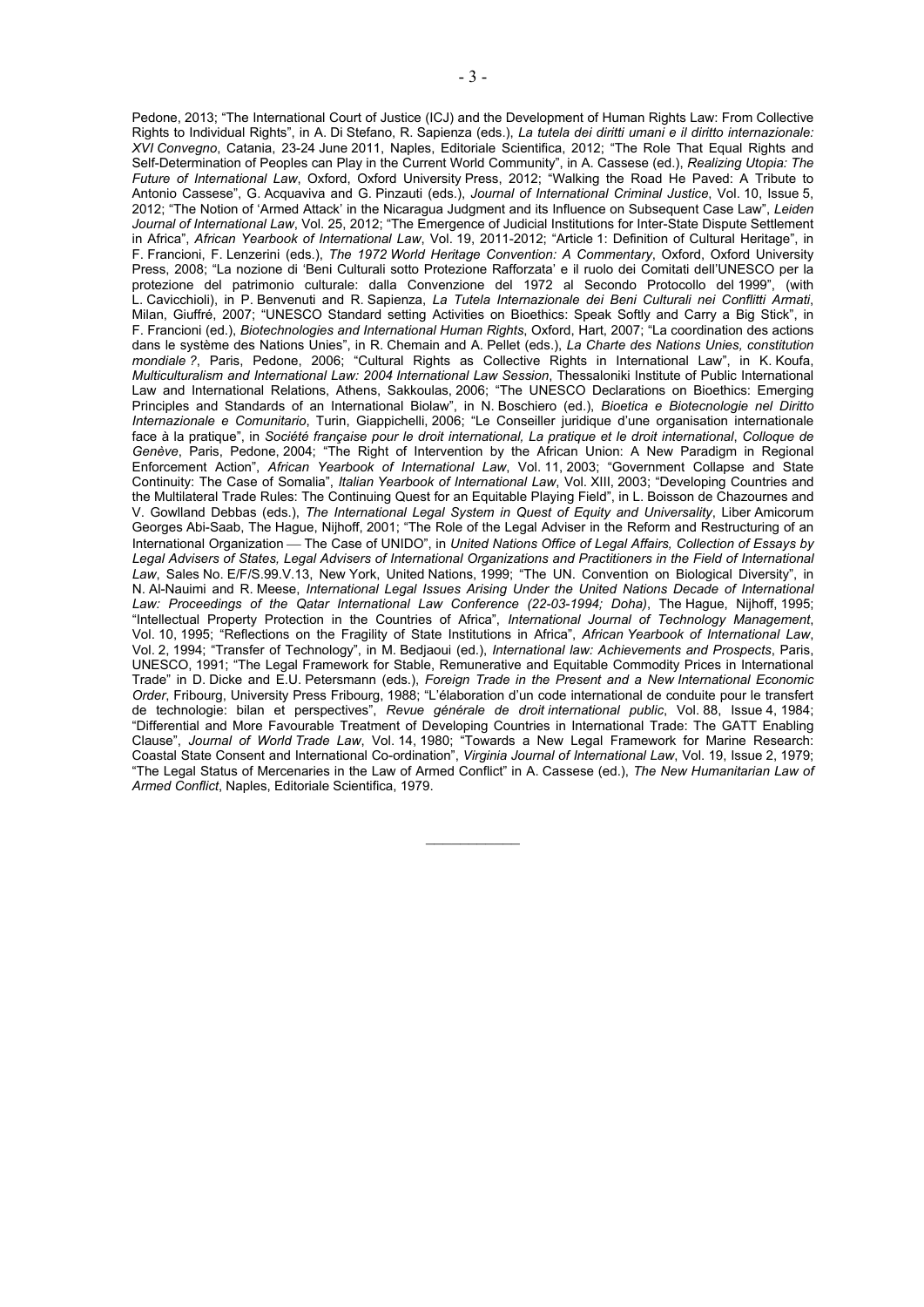Pedone, 2013; "The International Court of Justice (ICJ) and the Development of Human Rights Law: From Collective Rights to Individual Rights", in A. Di Stefano, R. Sapienza (eds.), *La tutela dei diritti umani e il diritto internazionale: XVI Convegno*, Catania, 23-24 June 2011, Naples, Editoriale Scientifica, 2012; "The Role That Equal Rights and Self-Determination of Peoples can Play in the Current World Community", in A. Cassese (ed.), *Realizing Utopia: The Future of International Law*, Oxford, Oxford University Press, 2012; "Walking the Road He Paved: A Tribute to Antonio Cassese", G. Acquaviva and G. Pinzauti (eds.), *Journal of International Criminal Justice*, Vol. 10, Issue 5, 2012; "The Notion of 'Armed Attack' in the Nicaragua Judgment and its Influence on Subsequent Case Law", *Leiden Journal of International Law*, Vol. 25, 2012; "The Emergence of Judicial Institutions for Inter-State Dispute Settlement in Africa", *African Yearbook of International Law*, Vol. 19, 2011-2012; "Article 1: Definition of Cultural Heritage", in F. Francioni, F. Lenzerini (eds.), *The 1972 World Heritage Convention: A Commentary*, Oxford, Oxford University Press, 2008; "La nozione di 'Beni Culturali sotto Protezione Rafforzata' e il ruolo dei Comitati dell'UNESCO per la protezione del patrimonio culturale: dalla Convenzione del 1972 al Secondo Protocollo del 1999", (with L. Cavicchioli), in P. Benvenuti and R. Sapienza, *La Tutela Internazionale dei Beni Culturali nei Conflitti Armati*, Milan, Giuffré, 2007; "UNESCO Standard setting Activities on Bioethics: Speak Softly and Carry a Big Stick", in F. Francioni (ed.), *Biotechnologies and International Human Rights*, Oxford, Hart, 2007; "La coordination des actions dans le système des Nations Unies", in R. Chemain and A. Pellet (eds.), *La Charte des Nations Unies, constitution mondiale ?*, Paris, Pedone, 2006; "Cultural Rights as Collective Rights in International Law", in K. Koufa, *Multiculturalism and International Law: 2004 International Law Session*, Thessaloniki Institute of Public International Law and International Relations, Athens, Sakkoulas, 2006; "The UNESCO Declarations on Bioethics: Emerging Principles and Standards of an International Biolaw", in N. Boschiero (ed.), *Bioetica e Biotecnologie nel Diritto Internazionale e Comunitario*, Turin, Giappichelli, 2006; "Le Conseiller juridique d'une organisation internationale face à la pratique", in *Société française pour le droit international, La pratique et le droit international*, *Colloque de Genève*, Paris, Pedone, 2004; "The Right of Intervention by the African Union: A New Paradigm in Regional Enforcement Action", *African Yearbook of International Law*, Vol. 11, 2003; "Government Collapse and State Continuity: The Case of Somalia", *Italian Yearbook of International Law*, Vol. XIII, 2003; "Developing Countries and the Multilateral Trade Rules: The Continuing Quest for an Equitable Playing Field", in L. Boisson de Chazournes and V. Gowlland Debbas (eds.), *The International Legal System in Quest of Equity and Universality*, Liber Amicorum Georges Abi-Saab, The Hague, Nijhoff, 2001; "The Role of the Legal Adviser in the Reform and Restructuring of an International Organization — The Case of UNIDO", in *United Nations Office of Legal Affairs, Collection of Essays by Legal Advisers of States, Legal Advisers of International Organizations and Practitioners in the Field of International Law*, Sales No. E/F/S.99.V.13, New York, United Nations, 1999; "The UN. Convention on Biological Diversity", in N. Al-Nauimi and R. Meese, *International Legal Issues Arising Under the United Nations Decade of International Law: Proceedings of the Qatar International Law Conference (22-03-1994; Doha)*, The Hague, Nijhoff, 1995; "Intellectual Property Protection in the Countries of Africa", *International Journal of Technology Management*, Vol. 10, 1995; "Reflections on the Fragility of State Institutions in Africa", *African Yearbook of International Law*, Vol. 2, 1994; "Transfer of Technology", in M. Bedjaoui (ed.), *International law: Achievements and Prospects*, Paris, UNESCO, 1991; "The Legal Framework for Stable, Remunerative and Equitable Commodity Prices in International Trade" in D. Dicke and E.U. Petersmann (eds.), *Foreign Trade in the Present and a New International Economic Order*, Fribourg, University Press Fribourg, 1988; "L'élaboration d'un code international de conduite pour le transfert de technologie: bilan et perspectives", *Revue générale de droit international public*, Vol. 88, Issue 4, 1984; "Differential and More Favourable Treatment of Developing Countries in International Trade: The GATT Enabling Clause", *Journal of World Trade Law*, Vol. 14, 1980; "Towards a New Legal Framework for Marine Research: Coastal State Consent and International Co-ordination", *Virginia Journal of International Law*, Vol. 19, Issue 2, 1979; "The Legal Status of Mercenaries in the Law of Armed Conflict" in A. Cassese (ed.), *The New Humanitarian Law of Armed Conflict*, Naples, Editoriale Scientifica, 1979.

___